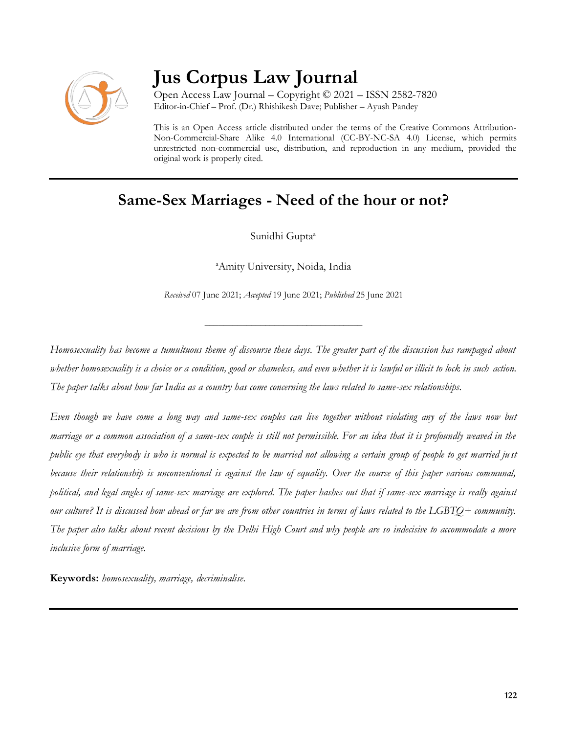# Jus Corpus Law Journal

Open Access Law Journal – Copyright © 2021 – ISSN 2582-7820
Editor-in-Chief – Prof. (Dr.) Rhishikesh Dave; Publisher – Ayush Pandey

This is an Open Access article distributed under the terms of the Creative Commons Attribution-Non-Commercial-Share Alike 4.0 International (CC-BY-NC-SA 4.0) License, which permits unrestricted non-commercial use, distribution, and reproduction in any medium, provided the original work is properly cited.

---

## Same-Sex Marriages - Need of the hour or not?

Sunidhi Gupta[a]

[a]Amity University, Noida, India

*Received* 07 June 2021; *Accepted* 19 June 2021; *Published* 25 June 2021

---

*Homosexuality has become a tumultuous theme of discourse these days. The greater part of the discussion has rampaged about whether homosexuality is a choice or a condition, good or shameless, and even whether it is lawful or illicit to lock in such action. The paper talks about how far India as a country has come concerning the laws related to same-sex relationships.*

*Even though we have come a long way and same-sex couples can live together without violating any of the laws now but marriage or a common association of a same-sex couple is still not permissible. For an idea that it is profoundly weaved in the public eye that everybody is who is normal is expected to be married not allowing a certain group of people to get married just because their relationship is unconventional is against the law of equality. Over the course of this paper various communal, political, and legal angles of same-sex marriage are explored. The paper hashes out that if same-sex marriage is really against our culture? It is discussed how ahead or far we are from other countries in terms of laws related to the LGBTQ+ community. The paper also talks about recent decisions by the Delhi High Court and why people are so indecisive to accommodate a more inclusive form of marriage.*

**Keywords:** *homosexuality, marriage, decriminalise.*

---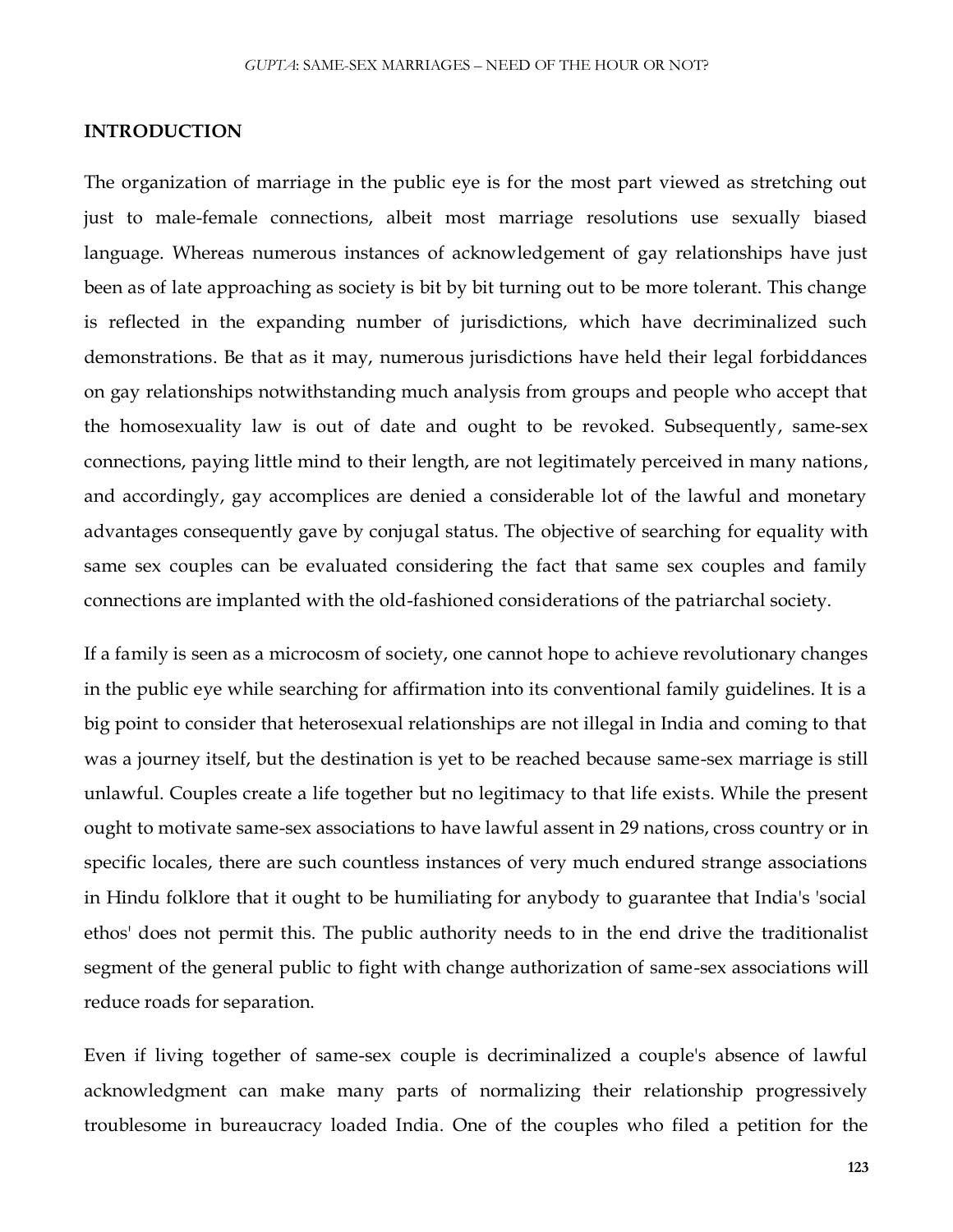## INTRODUCTION

The organization of marriage in the public eye is for the most part viewed as stretching out just to male-female connections, albeit most marriage resolutions use sexually biased language. Whereas numerous instances of acknowledgement of gay relationships have just been as of late approaching as society is bit by bit turning out to be more tolerant. This change is reflected in the expanding number of jurisdictions, which have decriminalized such demonstrations. Be that as it may, numerous jurisdictions have held their legal forbiddances on gay relationships notwithstanding much analysis from groups and people who accept that the homosexuality law is out of date and ought to be revoked. Subsequently, same-sex connections, paying little mind to their length, are not legitimately perceived in many nations, and accordingly, gay accomplices are denied a considerable lot of the lawful and monetary advantages consequently gave by conjugal status. The objective of searching for equality with same sex couples can be evaluated considering the fact that same sex couples and family connections are implanted with the old-fashioned considerations of the patriarchal society.

If a family is seen as a microcosm of society, one cannot hope to achieve revolutionary changes in the public eye while searching for affirmation into its conventional family guidelines. It is a big point to consider that heterosexual relationships are not illegal in India and coming to that was a journey itself, but the destination is yet to be reached because same-sex marriage is still unlawful. Couples create a life together but no legitimacy to that life exists. While the present ought to motivate same-sex associations to have lawful assent in 29 nations, cross country or in specific locales, there are such countless instances of very much endured strange associations in Hindu folklore that it ought to be humiliating for anybody to guarantee that India's 'social ethos' does not permit this. The public authority needs to in the end drive the traditionalist segment of the general public to fight with change authorization of same-sex associations will reduce roads for separation.

Even if living together of same-sex couple is decriminalized a couple's absence of lawful acknowledgment can make many parts of normalizing their relationship progressively troublesome in bureaucracy loaded India. One of the couples who filed a petition for the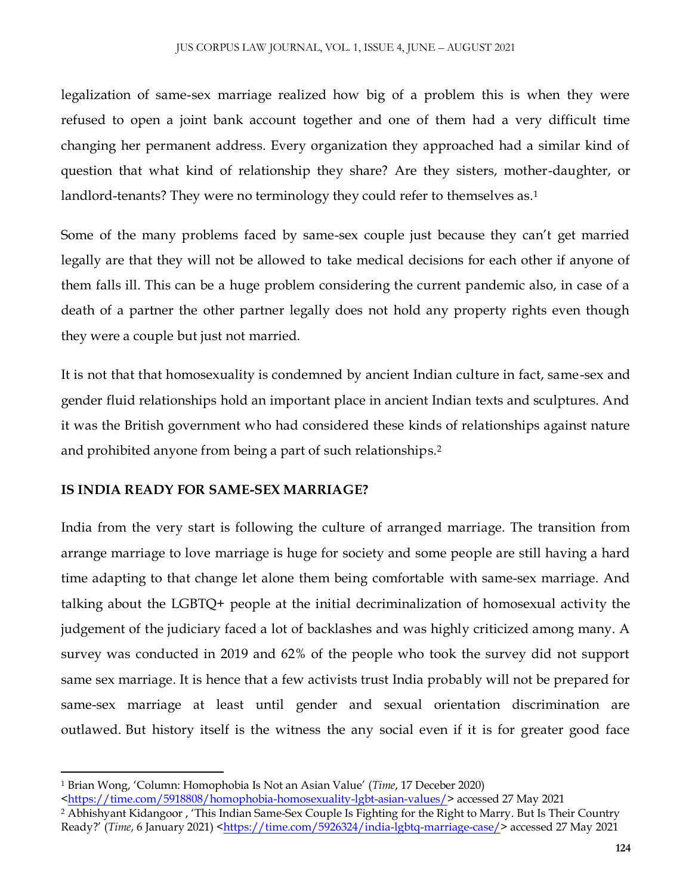legalization of same-sex marriage realized how big of a problem this is when they were refused to open a joint bank account together and one of them had a very difficult time changing her permanent address. Every organization they approached had a similar kind of question that what kind of relationship they share? Are they sisters, mother-daughter, or landlord-tenants? They were no terminology they could refer to themselves as.[1]

Some of the many problems faced by same-sex couple just because they can't get married legally are that they will not be allowed to take medical decisions for each other if anyone of them falls ill. This can be a huge problem considering the current pandemic also, in case of a death of a partner the other partner legally does not hold any property rights even though they were a couple but just not married.

It is not that that homosexuality is condemned by ancient Indian culture in fact, same-sex and gender fluid relationships hold an important place in ancient Indian texts and sculptures. And it was the British government who had considered these kinds of relationships against nature and prohibited anyone from being a part of such relationships.[2]

**IS INDIA READY FOR SAME-SEX MARRIAGE?**

India from the very start is following the culture of arranged marriage. The transition from arrange marriage to love marriage is huge for society and some people are still having a hard time adapting to that change let alone them being comfortable with same-sex marriage. And talking about the LGBTQ+ people at the initial decriminalization of homosexual activity the judgement of the judiciary faced a lot of backlashes and was highly criticized among many. A survey was conducted in 2019 and 62% of the people who took the survey did not support same sex marriage. It is hence that a few activists trust India probably will not be prepared for same-sex marriage at least until gender and sexual orientation discrimination are outlawed. But history itself is the witness the any social even if it is for greater good face

---

[1] Brian Wong, 'Column: Homophobia Is Not an Asian Value' (*Time*, 17 Deceber 2020) <https://time.com/5918808/homophobia-homosexuality-lgbt-asian-values/> accessed 27 May 2021

[2] Abhishyant Kidangoor , 'This Indian Same-Sex Couple Is Fighting for the Right to Marry. But Is Their Country Ready?' (*Time*, 6 January 2021) <https://time.com/5926324/india-lgbtq-marriage-case/> accessed 27 May 2021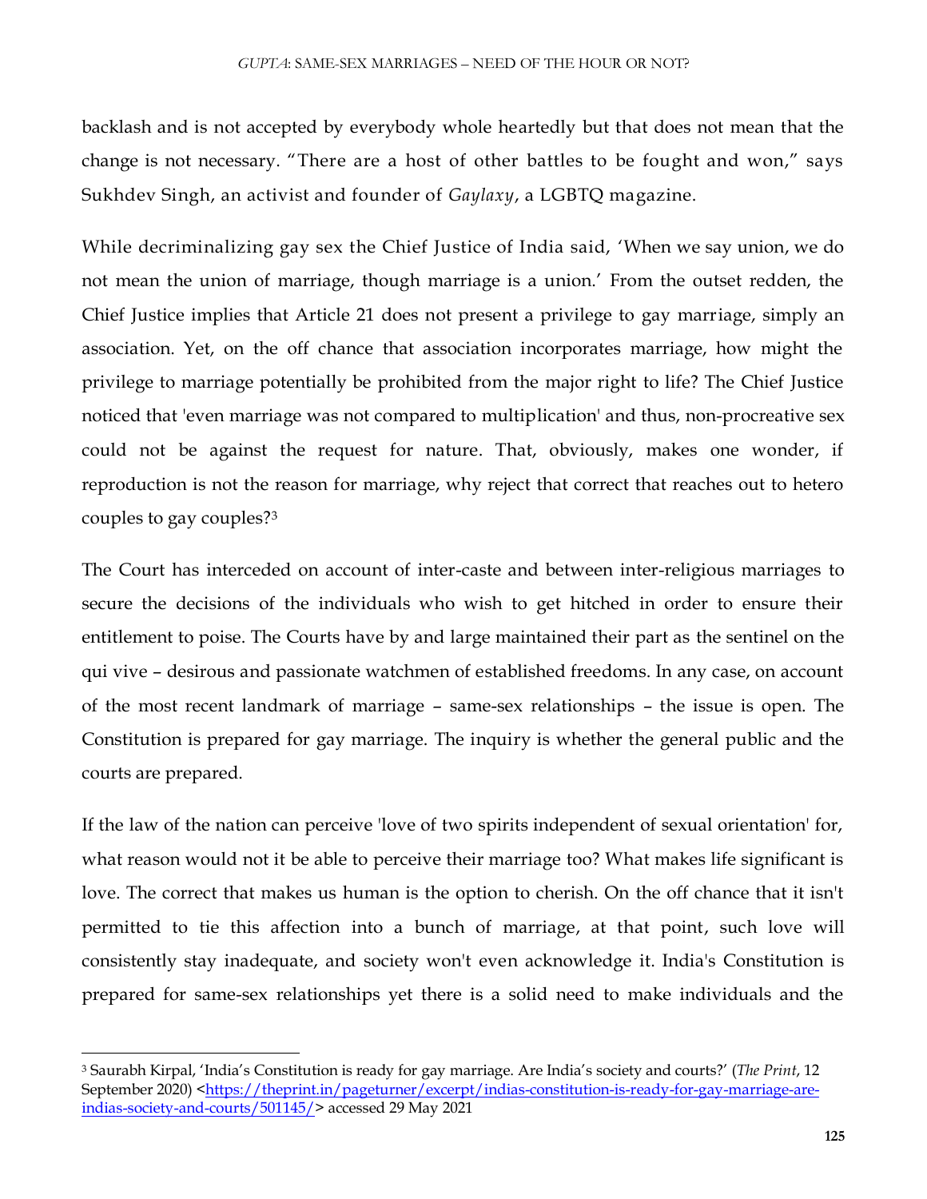backlash and is not accepted by everybody whole heartedly but that does not mean that the change is not necessary. "There are a host of other battles to be fought and won," says Sukhdev Singh, an activist and founder of *Gaylaxy*, a LGBTQ magazine.

While decriminalizing gay sex the Chief Justice of India said, 'When we say union, we do not mean the union of marriage, though marriage is a union.' From the outset redden, the Chief Justice implies that Article 21 does not present a privilege to gay marriage, simply an association. Yet, on the off chance that association incorporates marriage, how might the privilege to marriage potentially be prohibited from the major right to life? The Chief Justice noticed that 'even marriage was not compared to multiplication' and thus, non-procreative sex could not be against the request for nature. That, obviously, makes one wonder, if reproduction is not the reason for marriage, why reject that correct that reaches out to hetero couples to gay couples?[3]

The Court has interceded on account of inter-caste and between inter-religious marriages to secure the decisions of the individuals who wish to get hitched in order to ensure their entitlement to poise. The Courts have by and large maintained their part as the sentinel on the qui vive – desirous and passionate watchmen of established freedoms. In any case, on account of the most recent landmark of marriage – same-sex relationships – the issue is open. The Constitution is prepared for gay marriage. The inquiry is whether the general public and the courts are prepared.

If the law of the nation can perceive 'love of two spirits independent of sexual orientation' for, what reason would not it be able to perceive their marriage too? What makes life significant is love. The correct that makes us human is the option to cherish. On the off chance that it isn't permitted to tie this affection into a bunch of marriage, at that point, such love will consistently stay inadequate, and society won't even acknowledge it. India's Constitution is prepared for same-sex relationships yet there is a solid need to make individuals and the

---

[3] Saurabh Kirpal, 'India's Constitution is ready for gay marriage. Are India's society and courts?' (*The Print*, 12 September 2020) <https://theprint.in/pageturner/excerpt/indias-constitution-is-ready-for-gay-marriage-are-indias-society-and-courts/501145/> accessed 29 May 2021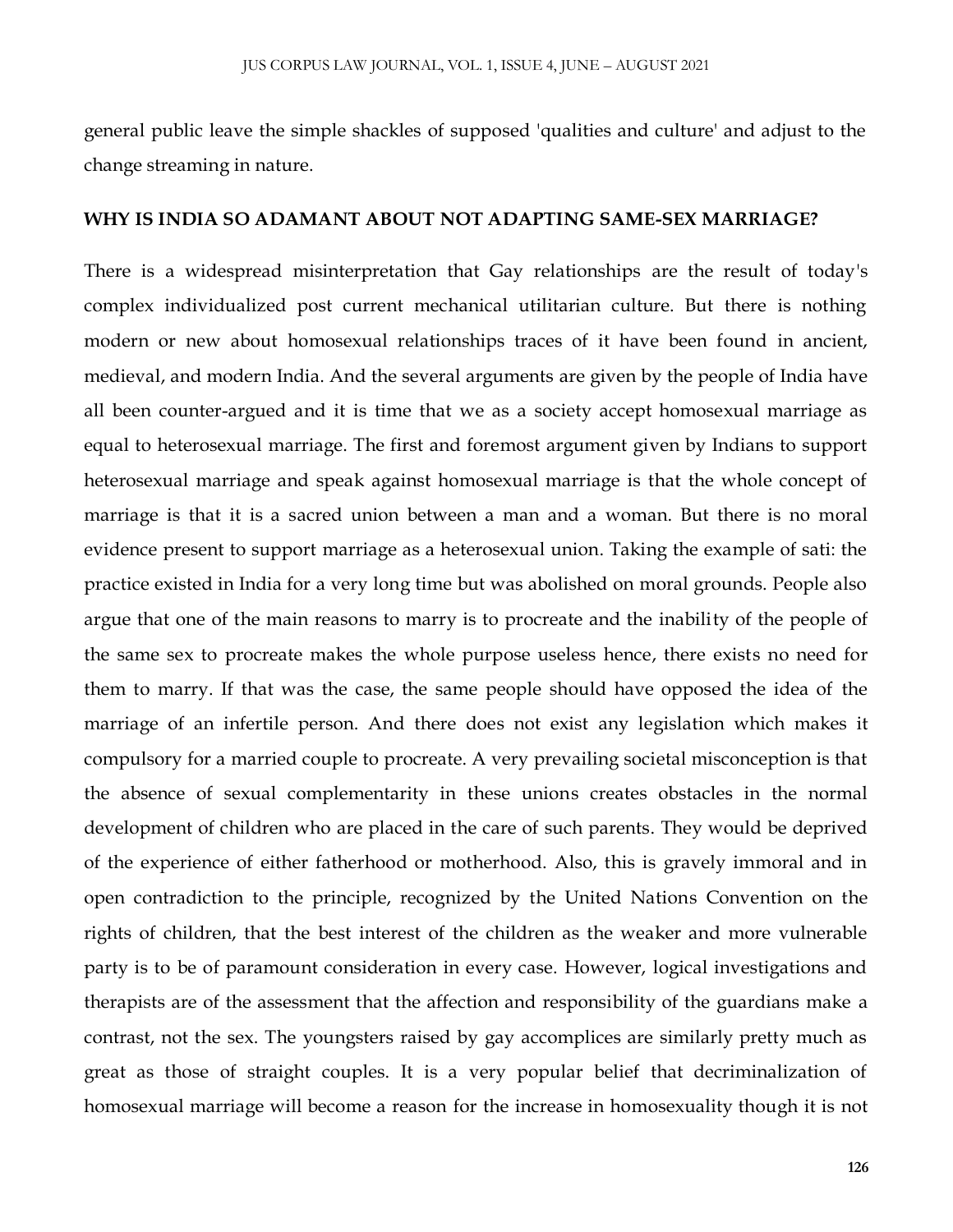general public leave the simple shackles of supposed 'qualities and culture' and adjust to the change streaming in nature.

## WHY IS INDIA SO ADAMANT ABOUT NOT ADAPTING SAME-SEX MARRIAGE?

There is a widespread misinterpretation that Gay relationships are the result of today's complex individualized post current mechanical utilitarian culture. But there is nothing modern or new about homosexual relationships traces of it have been found in ancient, medieval, and modern India. And the several arguments are given by the people of India have all been counter-argued and it is time that we as a society accept homosexual marriage as equal to heterosexual marriage. The first and foremost argument given by Indians to support heterosexual marriage and speak against homosexual marriage is that the whole concept of marriage is that it is a sacred union between a man and a woman. But there is no moral evidence present to support marriage as a heterosexual union. Taking the example of sati: the practice existed in India for a very long time but was abolished on moral grounds. People also argue that one of the main reasons to marry is to procreate and the inability of the people of the same sex to procreate makes the whole purpose useless hence, there exists no need for them to marry. If that was the case, the same people should have opposed the idea of the marriage of an infertile person. And there does not exist any legislation which makes it compulsory for a married couple to procreate. A very prevailing societal misconception is that the absence of sexual complementarity in these unions creates obstacles in the normal development of children who are placed in the care of such parents. They would be deprived of the experience of either fatherhood or motherhood. Also, this is gravely immoral and in open contradiction to the principle, recognized by the United Nations Convention on the rights of children, that the best interest of the children as the weaker and more vulnerable party is to be of paramount consideration in every case. However, logical investigations and therapists are of the assessment that the affection and responsibility of the guardians make a contrast, not the sex. The youngsters raised by gay accomplices are similarly pretty much as great as those of straight couples. It is a very popular belief that decriminalization of homosexual marriage will become a reason for the increase in homosexuality though it is not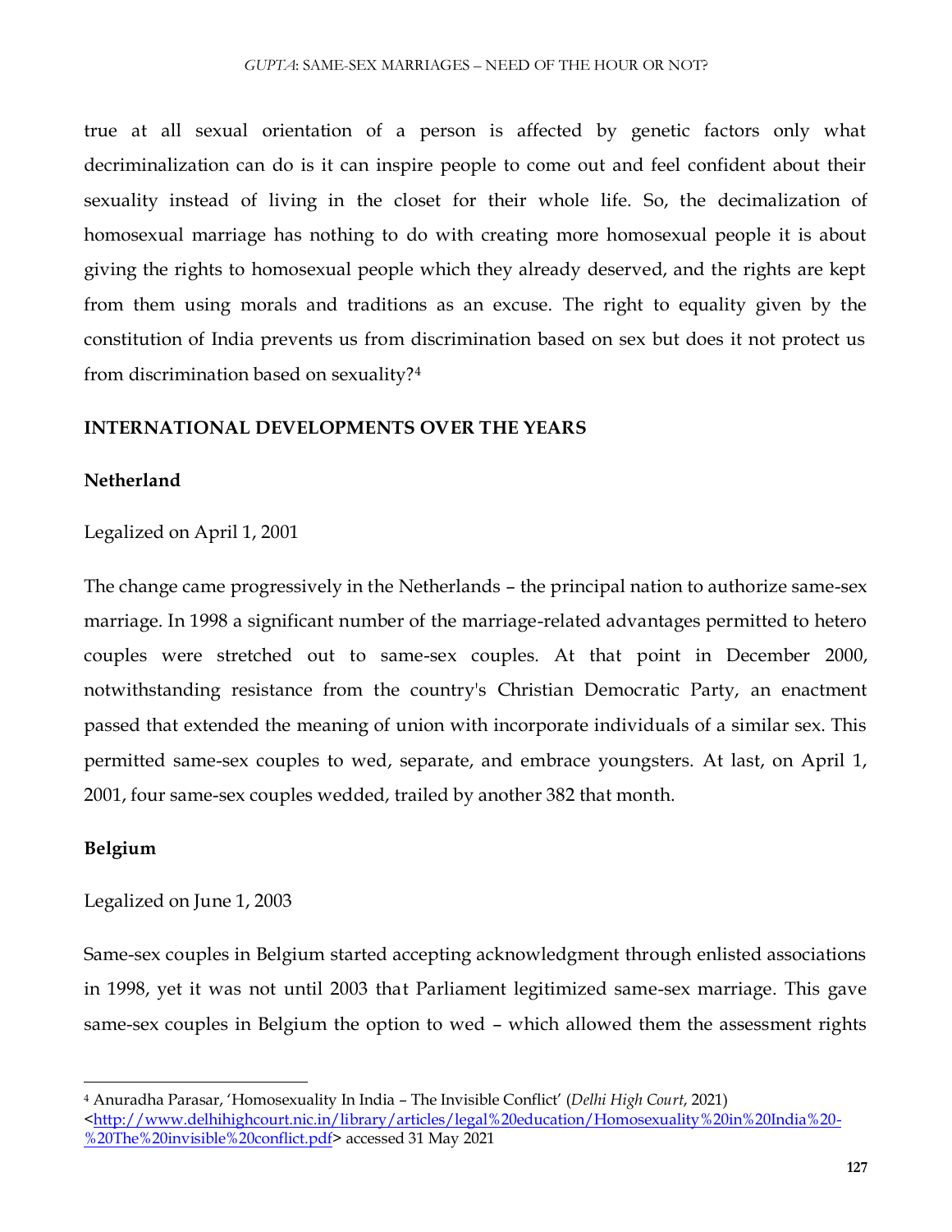true at all sexual orientation of a person is affected by genetic factors only what decriminalization can do is it can inspire people to come out and feel confident about their sexuality instead of living in the closet for their whole life. So, the decimalization of homosexual marriage has nothing to do with creating more homosexual people it is about giving the rights to homosexual people which they already deserved, and the rights are kept from them using morals and traditions as an excuse. The right to equality given by the constitution of India prevents us from discrimination based on sex but does it not protect us from discrimination based on sexuality?[4]

## INTERNATIONAL DEVELOPMENTS OVER THE YEARS

### Netherland

Legalized on April 1, 2001

The change came progressively in the Netherlands – the principal nation to authorize same-sex marriage. In 1998 a significant number of the marriage-related advantages permitted to hetero couples were stretched out to same-sex couples. At that point in December 2000, notwithstanding resistance from the country's Christian Democratic Party, an enactment passed that extended the meaning of union with incorporate individuals of a similar sex. This permitted same-sex couples to wed, separate, and embrace youngsters. At last, on April 1, 2001, four same-sex couples wedded, trailed by another 382 that month.

### Belgium

Legalized on June 1, 2003

Same-sex couples in Belgium started accepting acknowledgment through enlisted associations in 1998, yet it was not until 2003 that Parliament legitimized same-sex marriage. This gave same-sex couples in Belgium the option to wed – which allowed them the assessment rights

---

[4] Anuradha Parasar, 'Homosexuality In India – The Invisible Conflict' (*Delhi High Court*, 2021) <http://www.delhihighcourt.nic.in/library/articles/legal%20education/Homosexuality%20in%20India%20-%20The%20invisible%20conflict.pdf> accessed 31 May 2021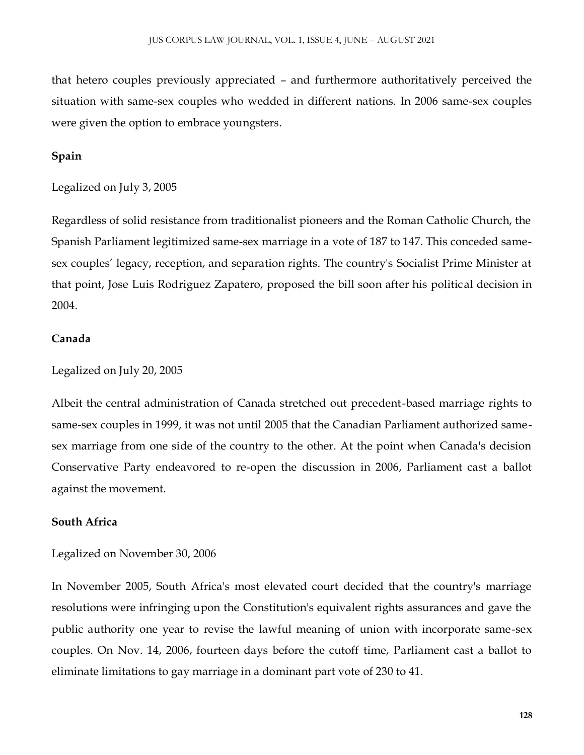that hetero couples previously appreciated – and furthermore authoritatively perceived the situation with same-sex couples who wedded in different nations. In 2006 same-sex couples were given the option to embrace youngsters.

**Spain**

Legalized on July 3, 2005

Regardless of solid resistance from traditionalist pioneers and the Roman Catholic Church, the Spanish Parliament legitimized same-sex marriage in a vote of 187 to 147. This conceded same-sex couples' legacy, reception, and separation rights. The country's Socialist Prime Minister at that point, Jose Luis Rodriguez Zapatero, proposed the bill soon after his political decision in 2004.

**Canada**

Legalized on July 20, 2005

Albeit the central administration of Canada stretched out precedent-based marriage rights to same-sex couples in 1999, it was not until 2005 that the Canadian Parliament authorized same-sex marriage from one side of the country to the other. At the point when Canada's decision Conservative Party endeavored to re-open the discussion in 2006, Parliament cast a ballot against the movement.

**South Africa**

Legalized on November 30, 2006

In November 2005, South Africa's most elevated court decided that the country's marriage resolutions were infringing upon the Constitution's equivalent rights assurances and gave the public authority one year to revise the lawful meaning of union with incorporate same-sex couples. On Nov. 14, 2006, fourteen days before the cutoff time, Parliament cast a ballot to eliminate limitations to gay marriage in a dominant part vote of 230 to 41.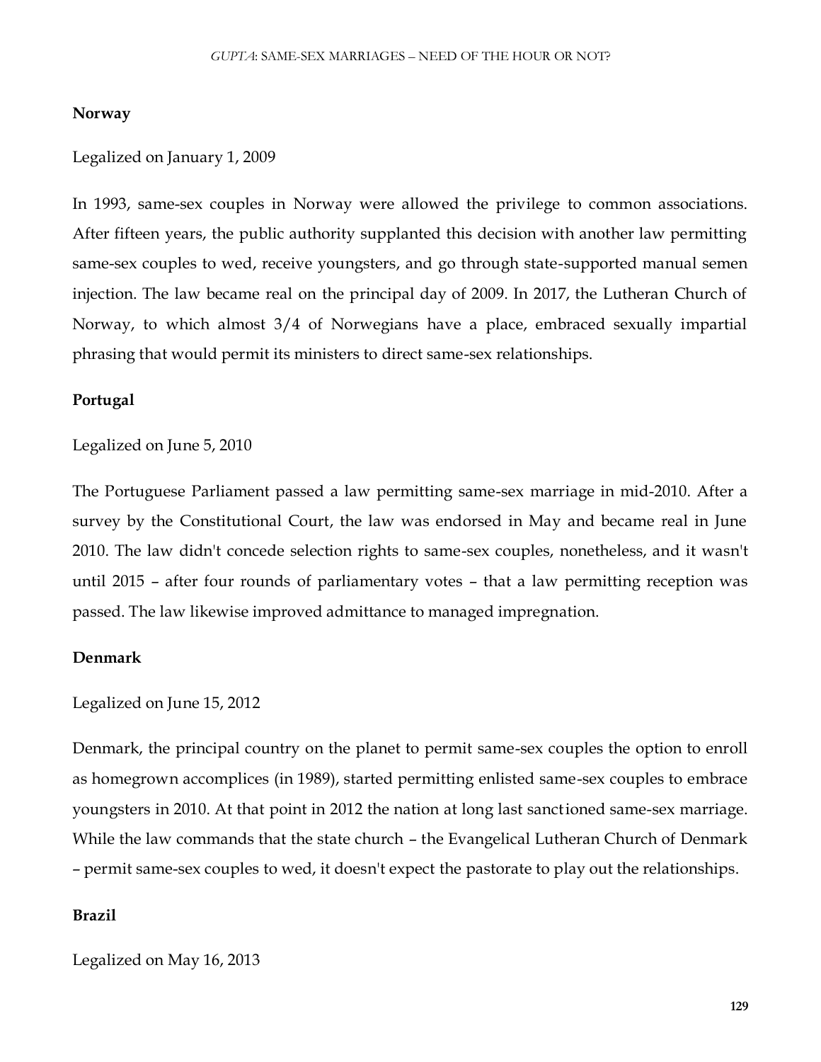**Norway**

Legalized on January 1, 2009

In 1993, same-sex couples in Norway were allowed the privilege to common associations. After fifteen years, the public authority supplanted this decision with another law permitting same-sex couples to wed, receive youngsters, and go through state-supported manual semen injection. The law became real on the principal day of 2009. In 2017, the Lutheran Church of Norway, to which almost 3/4 of Norwegians have a place, embraced sexually impartial phrasing that would permit its ministers to direct same-sex relationships.

**Portugal**

Legalized on June 5, 2010

The Portuguese Parliament passed a law permitting same-sex marriage in mid-2010. After a survey by the Constitutional Court, the law was endorsed in May and became real in June 2010. The law didn't concede selection rights to same-sex couples, nonetheless, and it wasn't until 2015 – after four rounds of parliamentary votes – that a law permitting reception was passed. The law likewise improved admittance to managed impregnation.

**Denmark**

Legalized on June 15, 2012

Denmark, the principal country on the planet to permit same-sex couples the option to enroll as homegrown accomplices (in 1989), started permitting enlisted same-sex couples to embrace youngsters in 2010. At that point in 2012 the nation at long last sanctioned same-sex marriage. While the law commands that the state church – the Evangelical Lutheran Church of Denmark – permit same-sex couples to wed, it doesn't expect the pastorate to play out the relationships.

**Brazil**

Legalized on May 16, 2013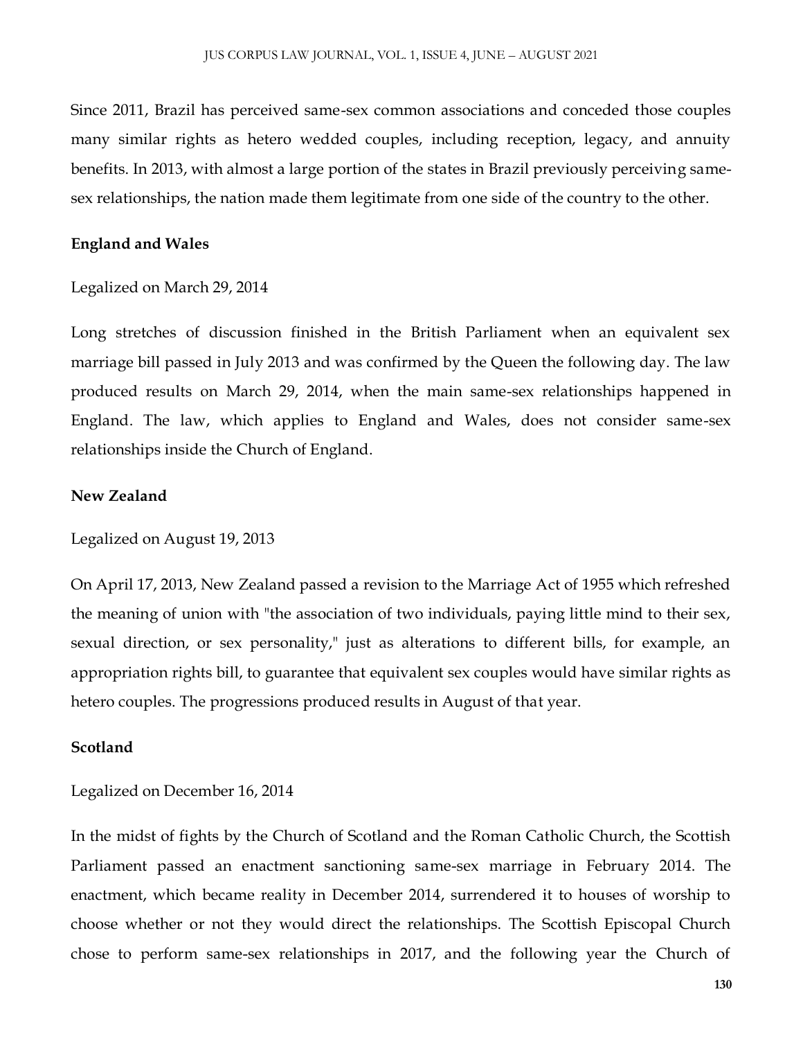Since 2011, Brazil has perceived same-sex common associations and conceded those couples many similar rights as hetero wedded couples, including reception, legacy, and annuity benefits. In 2013, with almost a large portion of the states in Brazil previously perceiving same-sex relationships, the nation made them legitimate from one side of the country to the other.

**England and Wales**

Legalized on March 29, 2014

Long stretches of discussion finished in the British Parliament when an equivalent sex marriage bill passed in July 2013 and was confirmed by the Queen the following day. The law produced results on March 29, 2014, when the main same-sex relationships happened in England. The law, which applies to England and Wales, does not consider same-sex relationships inside the Church of England.

**New Zealand**

Legalized on August 19, 2013

On April 17, 2013, New Zealand passed a revision to the Marriage Act of 1955 which refreshed the meaning of union with "the association of two individuals, paying little mind to their sex, sexual direction, or sex personality," just as alterations to different bills, for example, an appropriation rights bill, to guarantee that equivalent sex couples would have similar rights as hetero couples. The progressions produced results in August of that year.

**Scotland**

Legalized on December 16, 2014

In the midst of fights by the Church of Scotland and the Roman Catholic Church, the Scottish Parliament passed an enactment sanctioning same-sex marriage in February 2014. The enactment, which became reality in December 2014, surrendered it to houses of worship to choose whether or not they would direct the relationships. The Scottish Episcopal Church chose to perform same-sex relationships in 2017, and the following year the Church of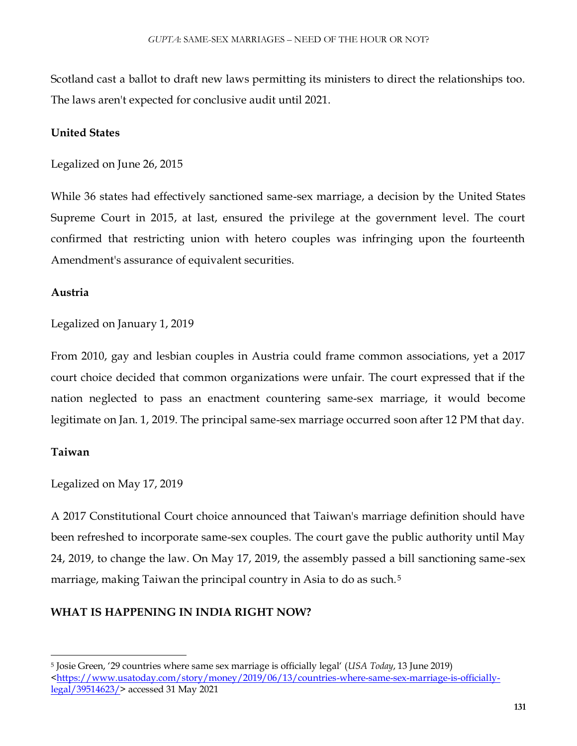Scotland cast a ballot to draft new laws permitting its ministers to direct the relationships too. The laws aren't expected for conclusive audit until 2021.

**United States**

Legalized on June 26, 2015

While 36 states had effectively sanctioned same-sex marriage, a decision by the United States Supreme Court in 2015, at last, ensured the privilege at the government level. The court confirmed that restricting union with hetero couples was infringing upon the fourteenth Amendment's assurance of equivalent securities.

**Austria**

Legalized on January 1, 2019

From 2010, gay and lesbian couples in Austria could frame common associations, yet a 2017 court choice decided that common organizations were unfair. The court expressed that if the nation neglected to pass an enactment countering same-sex marriage, it would become legitimate on Jan. 1, 2019. The principal same-sex marriage occurred soon after 12 PM that day.

**Taiwan**

Legalized on May 17, 2019

A 2017 Constitutional Court choice announced that Taiwan's marriage definition should have been refreshed to incorporate same-sex couples. The court gave the public authority until May 24, 2019, to change the law. On May 17, 2019, the assembly passed a bill sanctioning same-sex marriage, making Taiwan the principal country in Asia to do as such.[5]

**WHAT IS HAPPENING IN INDIA RIGHT NOW?**

---

[5] Josie Green, '29 countries where same sex marriage is officially legal' (*USA Today*, 13 June 2019) <https://www.usatoday.com/story/money/2019/06/13/countries-where-same-sex-marriage-is-officially-legal/39514623/> accessed 31 May 2021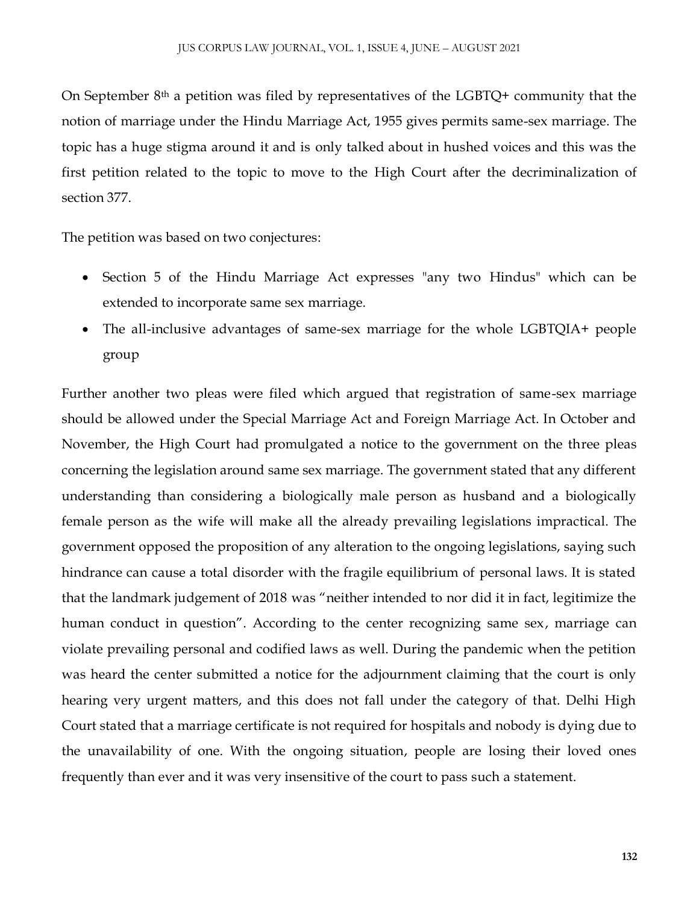On September 8th a petition was filed by representatives of the LGBTQ+ community that the notion of marriage under the Hindu Marriage Act, 1955 gives permits same-sex marriage. The topic has a huge stigma around it and is only talked about in hushed voices and this was the first petition related to the topic to move to the High Court after the decriminalization of section 377.

The petition was based on two conjectures:

- Section 5 of the Hindu Marriage Act expresses "any two Hindus" which can be extended to incorporate same sex marriage.
- The all-inclusive advantages of same-sex marriage for the whole LGBTQIA+ people group

Further another two pleas were filed which argued that registration of same-sex marriage should be allowed under the Special Marriage Act and Foreign Marriage Act. In October and November, the High Court had promulgated a notice to the government on the three pleas concerning the legislation around same sex marriage. The government stated that any different understanding than considering a biologically male person as husband and a biologically female person as the wife will make all the already prevailing legislations impractical. The government opposed the proposition of any alteration to the ongoing legislations, saying such hindrance can cause a total disorder with the fragile equilibrium of personal laws. It is stated that the landmark judgement of 2018 was "neither intended to nor did it in fact, legitimize the human conduct in question". According to the center recognizing same sex, marriage can violate prevailing personal and codified laws as well. During the pandemic when the petition was heard the center submitted a notice for the adjournment claiming that the court is only hearing very urgent matters, and this does not fall under the category of that. Delhi High Court stated that a marriage certificate is not required for hospitals and nobody is dying due to the unavailability of one. With the ongoing situation, people are losing their loved ones frequently than ever and it was very insensitive of the court to pass such a statement.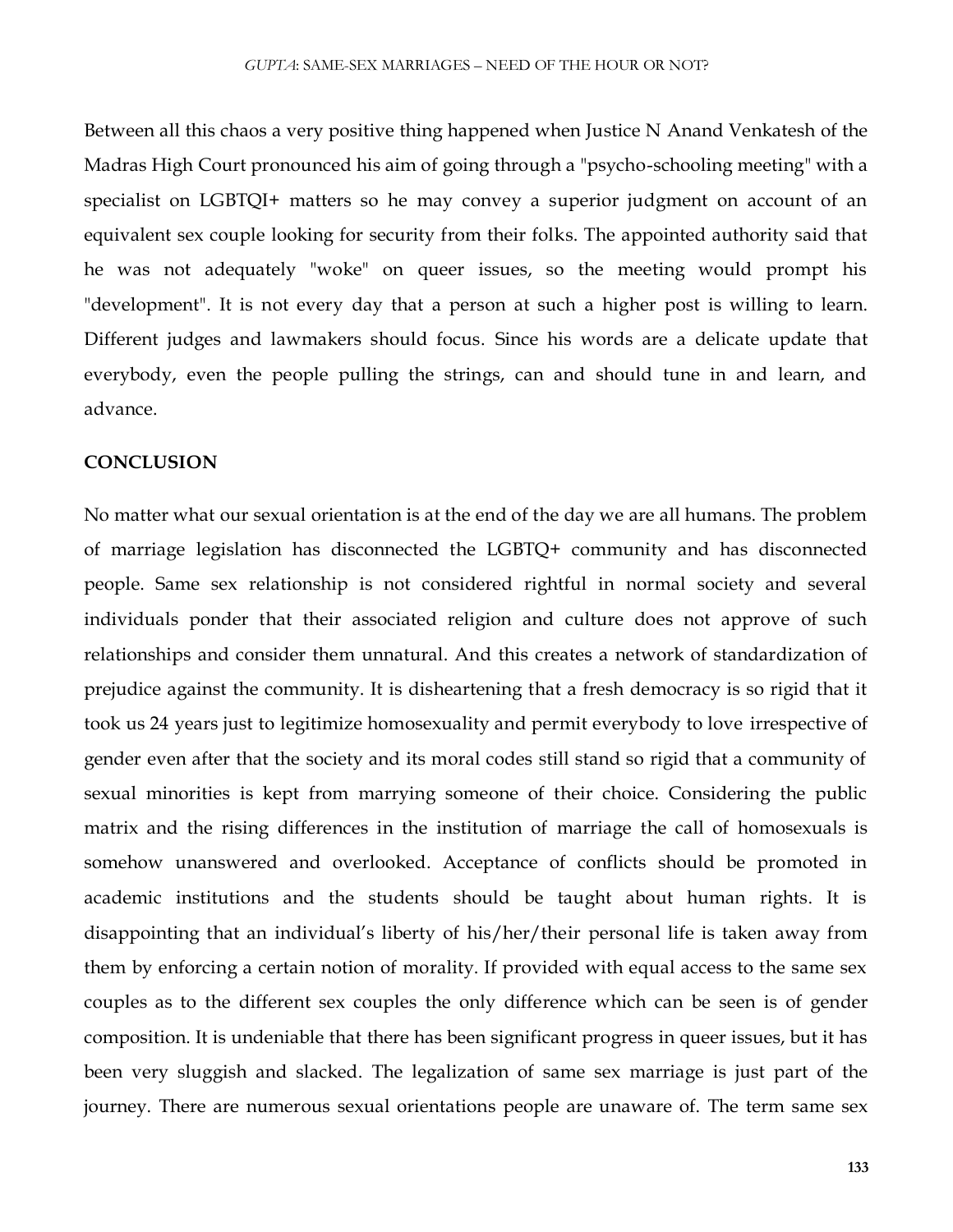Between all this chaos a very positive thing happened when Justice N Anand Venkatesh of the Madras High Court pronounced his aim of going through a "psycho-schooling meeting" with a specialist on LGBTQI+ matters so he may convey a superior judgment on account of an equivalent sex couple looking for security from their folks. The appointed authority said that he was not adequately "woke" on queer issues, so the meeting would prompt his "development". It is not every day that a person at such a higher post is willing to learn. Different judges and lawmakers should focus. Since his words are a delicate update that everybody, even the people pulling the strings, can and should tune in and learn, and advance.

**CONCLUSION**

No matter what our sexual orientation is at the end of the day we are all humans. The problem of marriage legislation has disconnected the LGBTQ+ community and has disconnected people. Same sex relationship is not considered rightful in normal society and several individuals ponder that their associated religion and culture does not approve of such relationships and consider them unnatural. And this creates a network of standardization of prejudice against the community. It is disheartening that a fresh democracy is so rigid that it took us 24 years just to legitimize homosexuality and permit everybody to love irrespective of gender even after that the society and its moral codes still stand so rigid that a community of sexual minorities is kept from marrying someone of their choice. Considering the public matrix and the rising differences in the institution of marriage the call of homosexuals is somehow unanswered and overlooked. Acceptance of conflicts should be promoted in academic institutions and the students should be taught about human rights. It is disappointing that an individual's liberty of his/her/their personal life is taken away from them by enforcing a certain notion of morality. If provided with equal access to the same sex couples as to the different sex couples the only difference which can be seen is of gender composition. It is undeniable that there has been significant progress in queer issues, but it has been very sluggish and slacked. The legalization of same sex marriage is just part of the journey. There are numerous sexual orientations people are unaware of. The term same sex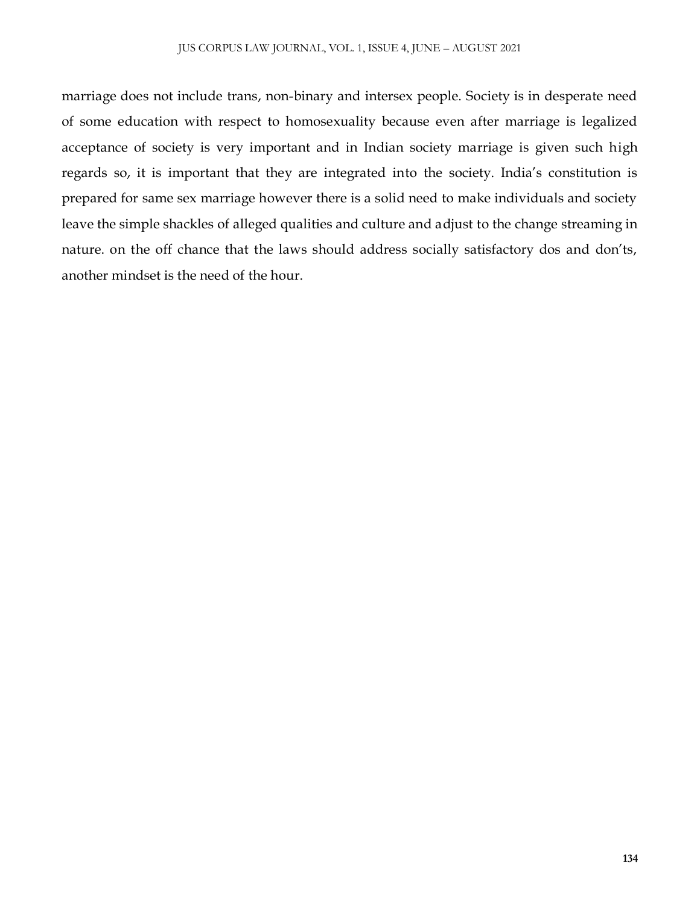marriage does not include trans, non-binary and intersex people. Society is in desperate need of some education with respect to homosexuality because even after marriage is legalized acceptance of society is very important and in Indian society marriage is given such high regards so, it is important that they are integrated into the society. India's constitution is prepared for same sex marriage however there is a solid need to make individuals and society leave the simple shackles of alleged qualities and culture and adjust to the change streaming in nature. on the off chance that the laws should address socially satisfactory dos and don'ts, another mindset is the need of the hour.